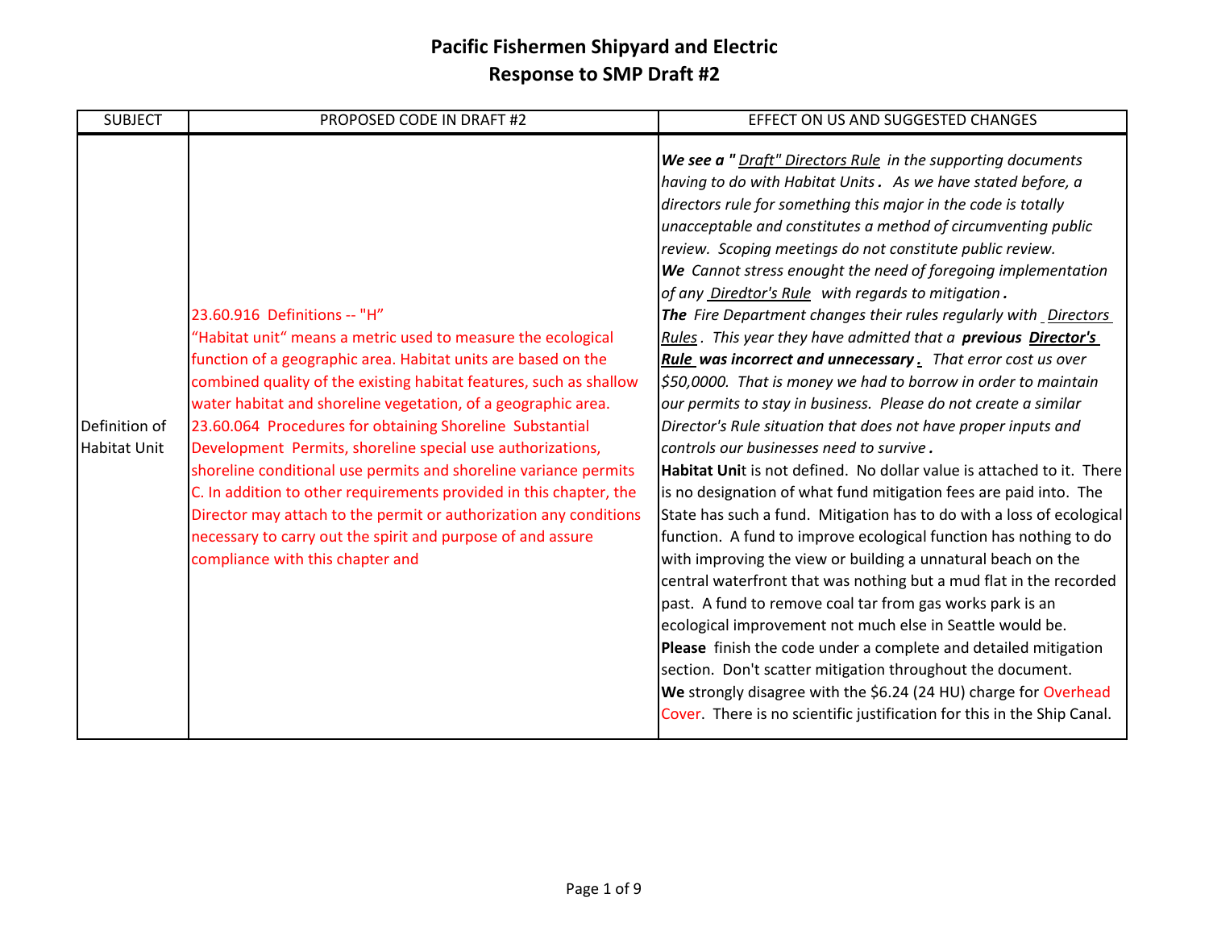# Pacific Fishermen Shipyard and Electric
## Response to SMP Draft #2

| SUBJECT | PROPOSED CODE IN DRAFT #2 | EFFECT ON US AND SUGGESTED CHANGES |
|---|---|---|
| Definition of Habitat Unit | 23.60.916 Definitions -- "H"<br>"Habitat unit" means a metric used to measure the ecological function of a geographic area. Habitat units are based on the combined quality of the existing habitat features, such as shallow water habitat and shoreline vegetation, of a geographic area.<br>23.60.064 Procedures for obtaining Shoreline Substantial Development Permits, shoreline special use authorizations, shoreline conditional use permits and shoreline variance permits<br>C. In addition to other requirements provided in this chapter, the Director may attach to the permit or authorization any conditions necessary to carry out the spirit and purpose of and assure compliance with this chapter and | ***We see a "*** *Draft" Directors Rule in the supporting documents having to do with Habitat Units **.** As we have stated before, a directors rule for something this major in the code is totally unacceptable and constitutes a method of circumventing public review. Scoping meetings do not constitute public review.*<br>***We*** *Cannot stress enought the need of foregoing implementation of any Diredtor's Rule with regards to mitigation **.***<br>***The*** *Fire Department changes their rules regularly with Directors Rules . This year they have admitted that a **previous Director's Rule was incorrect and unnecessary .** That error cost us over $50,0000. That is money we had to borrow in order to maintain our permits to stay in business. Please do not create a similar Director's Rule situation that does not have proper inputs and controls our businesses need to survive **.***<br>**Habitat Uni**t is not defined. No dollar value is attached to it. There is no designation of what fund mitigation fees are paid into. The State has such a fund. Mitigation has to do with a loss of ecological function. A fund to improve ecological function has nothing to do with improving the view or building a unnatural beach on the central waterfront that was nothing but a mud flat in the recorded past. A fund to remove coal tar from gas works park is an ecological improvement not much else in Seattle would be.<br>**Please** finish the code under a complete and detailed mitigation section. Don't scatter mitigation throughout the document.<br>**We** strongly disagree with the $6.24 (24 HU) charge for Overhead Cover. There is no scientific justification for this in the Ship Canal. |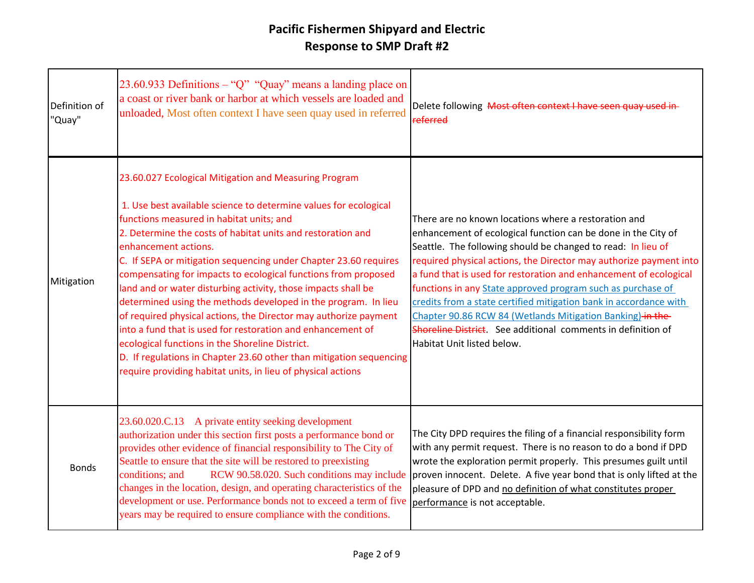# Pacific Fishermen Shipyard and Electric
## Response to SMP Draft #2

| | | |
|---|---|---|
| Definition of "Quay" | 23.60.933 Definitions – "Q" "Quay" means a landing place on a coast or river bank or harbor at which vessels are loaded and unloaded, Most often context I have seen quay used in referred | Delete following ~~Most often context I have seen quay used in referred~~ |
| Mitigation | 23.60.027 Ecological Mitigation and Measuring Program<br><br>1. Use best available science to determine values for ecological functions measured in habitat units; and<br>2. Determine the costs of habitat units and restoration and enhancement actions.<br>C. If SEPA or mitigation sequencing under Chapter 23.60 requires compensating for impacts to ecological functions from proposed land and or water disturbing activity, those impacts shall be determined using the methods developed in the program. In lieu of required physical actions, the Director may authorize payment into a fund that is used for restoration and enhancement of ecological functions in the Shoreline District.<br>D. If regulations in Chapter 23.60 other than mitigation sequencing require providing habitat units, in lieu of physical actions | There are no known locations where a restoration and enhancement of ecological function can be done in the City of Seattle. The following should be changed to read: In lieu of required physical actions, the Director may authorize payment into a fund that is used for restoration and enhancement of ecological functions in any <u>State approved program such as purchase of credits from a state certified mitigation bank in accordance with Chapter 90.86 RCW 84 (Wetlands Mitigation Banking)</u> ~~in the Shoreline District~~. See additional comments in definition of Habitat Unit listed below. |
| Bonds | 23.60.020.C.13 A private entity seeking development authorization under this section first posts a performance bond or provides other evidence of financial responsibility to The City of Seattle to ensure that the site will be restored to preexisting conditions; and RCW 90.58.020. Such conditions may include changes in the location, design, and operating characteristics of the development or use. Performance bonds not to exceed a term of five years may be required to ensure compliance with the conditions. | The City DPD requires the filing of a financial responsibility form with any permit request. There is no reason to do a bond if DPD wrote the exploration permit properly. This presumes guilt until proven innocent. Delete. A five year bond that is only lifted at the pleasure of DPD and <u>no definition of what constitutes proper performance</u> is not acceptable. |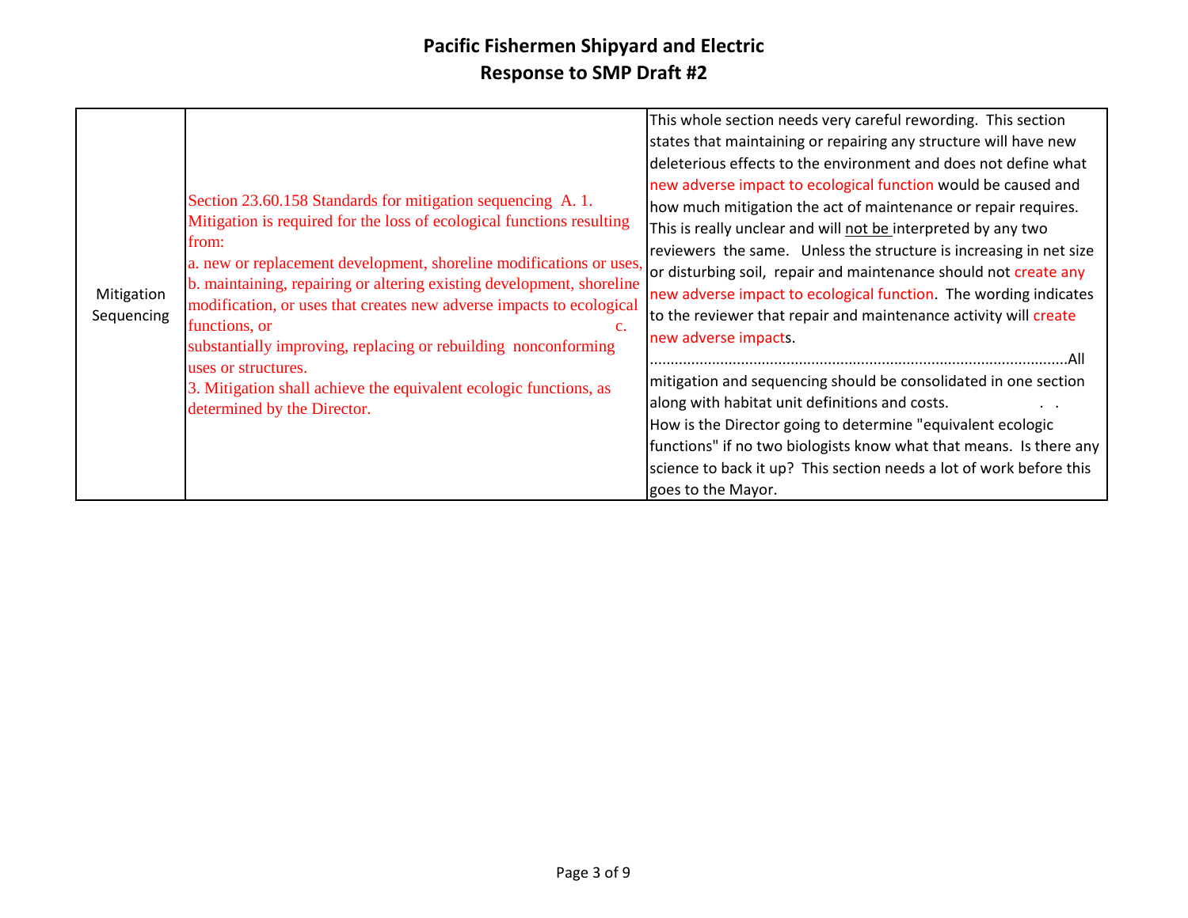# Pacific Fishermen Shipyard and Electric

## Response to SMP Draft #2

| | | |
|---|---|---|
| Mitigation Sequencing | Section 23.60.158 Standards for mitigation sequencing A. 1. Mitigation is required for the loss of ecological functions resulting from:<br>a. new or replacement development, shoreline modifications or uses,<br>b. maintaining, repairing or altering existing development, shoreline modification, or uses that creates new adverse impacts to ecological functions, or c. substantially improving, replacing or rebuilding nonconforming uses or structures.<br>3. Mitigation shall achieve the equivalent ecologic functions, as determined by the Director. | This whole section needs very careful rewording. This section states that maintaining or repairing any structure will have new deleterious effects to the environment and does not define what new adverse impact to ecological function would be caused and how much mitigation the act of maintenance or repair requires. This is really unclear and will <u>not be</u> interpreted by any two reviewers the same. Unless the structure is increasing in net size or disturbing soil, repair and maintenance should not create any new adverse impact to ecological function. The wording indicates to the reviewer that repair and maintenance activity will create new adverse impacts. ....................................................................................................All mitigation and sequencing should be consolidated in one section along with habitat unit definitions and costs. . .<br>How is the Director going to determine "equivalent ecologic functions" if no two biologists know what that means. Is there any science to back it up? This section needs a lot of work before this goes to the Mayor. |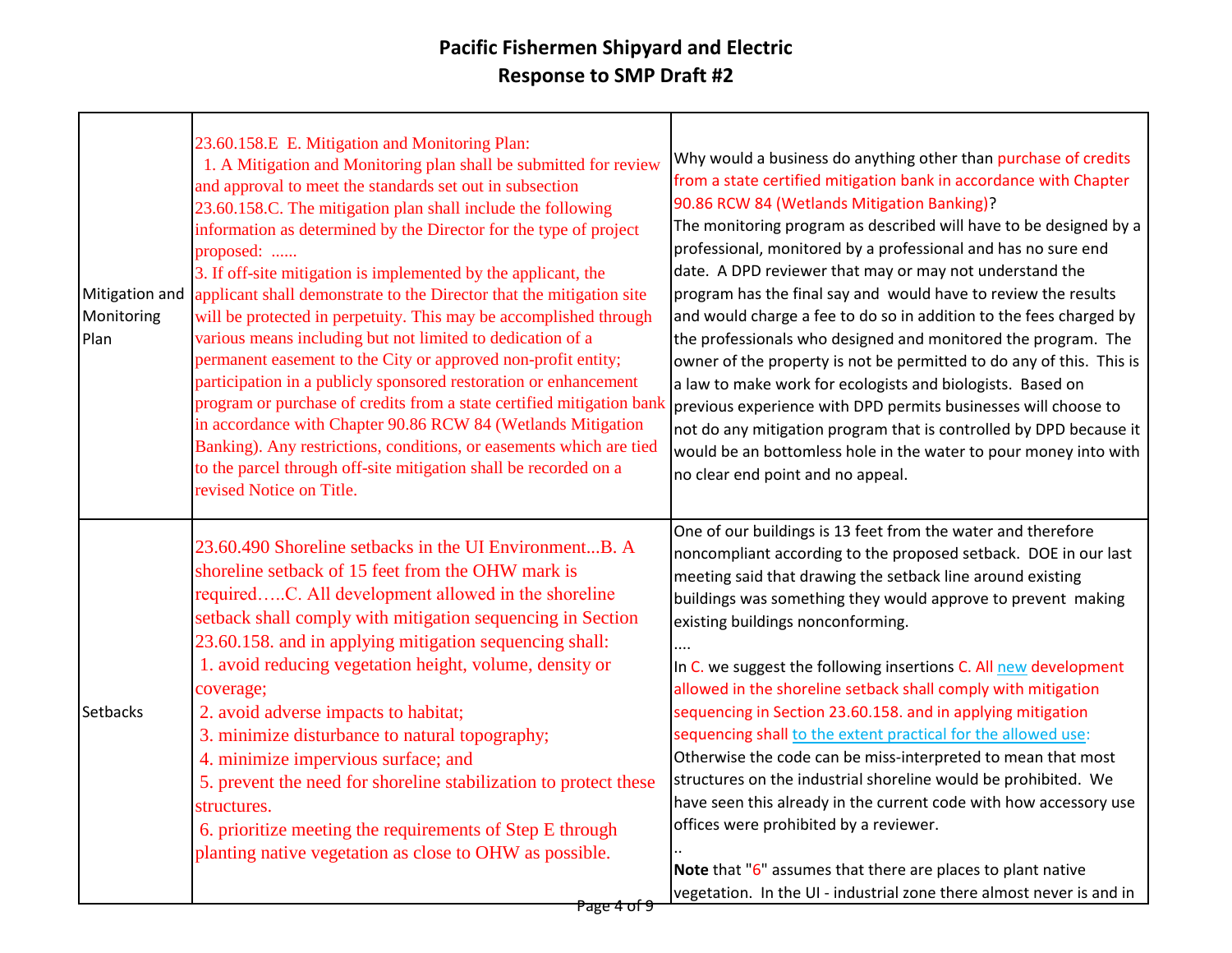# Pacific Fishermen Shipyard and Electric
## Response to SMP Draft #2

| | | |
|---|---|---|
| Mitigation and Monitoring Plan | 23.60.158.E E. Mitigation and Monitoring Plan: 1. A Mitigation and Monitoring plan shall be submitted for review and approval to meet the standards set out in subsection 23.60.158.C. The mitigation plan shall include the following information as determined by the Director for the type of project proposed: ...... 3. If off-site mitigation is implemented by the applicant, the applicant shall demonstrate to the Director that the mitigation site will be protected in perpetuity. This may be accomplished through various means including but not limited to dedication of a permanent easement to the City or approved non-profit entity; participation in a publicly sponsored restoration or enhancement program or purchase of credits from a state certified mitigation bank in accordance with Chapter 90.86 RCW 84 (Wetlands Mitigation Banking). Any restrictions, conditions, or easements which are tied to the parcel through off-site mitigation shall be recorded on a revised Notice on Title. | Why would a business do anything other than purchase of credits from a state certified mitigation bank in accordance with Chapter 90.86 RCW 84 (Wetlands Mitigation Banking)? The monitoring program as described will have to be designed by a professional, monitored by a professional and has no sure end date. A DPD reviewer that may or may not understand the program has the final say and would have to review the results and would charge a fee to do so in addition to the fees charged by the professionals who designed and monitored the program. The owner of the property is not be permitted to do any of this. This is a law to make work for ecologists and biologists. Based on previous experience with DPD permits businesses will choose to not do any mitigation program that is controlled by DPD because it would be an bottomless hole in the water to pour money into with no clear end point and no appeal. |
| Setbacks | 23.60.490 Shoreline setbacks in the UI Environment...B. A shoreline setback of 15 feet from the OHW mark is required…..C. All development allowed in the shoreline setback shall comply with mitigation sequencing in Section 23.60.158. and in applying mitigation sequencing shall: 1. avoid reducing vegetation height, volume, density or coverage; 2. avoid adverse impacts to habitat; 3. minimize disturbance to natural topography; 4. minimize impervious surface; and 5. prevent the need for shoreline stabilization to protect these structures. 6. prioritize meeting the requirements of Step E through planting native vegetation as close to OHW as possible. | One of our buildings is 13 feet from the water and therefore noncompliant according to the proposed setback. DOE in our last meeting said that drawing the setback line around existing buildings was something they would approve to prevent making existing buildings nonconforming. .... In C. we suggest the following insertions C. All new development allowed in the shoreline setback shall comply with mitigation sequencing in Section 23.60.158. and in applying mitigation sequencing shall to the extent practical for the allowed use: Otherwise the code can be miss-interpreted to mean that most structures on the industrial shoreline would be prohibited. We have seen this already in the current code with how accessory use offices were prohibited by a reviewer. .. **Note** that "6" assumes that there are places to plant native vegetation. In the UI - industrial zone there almost never is and in |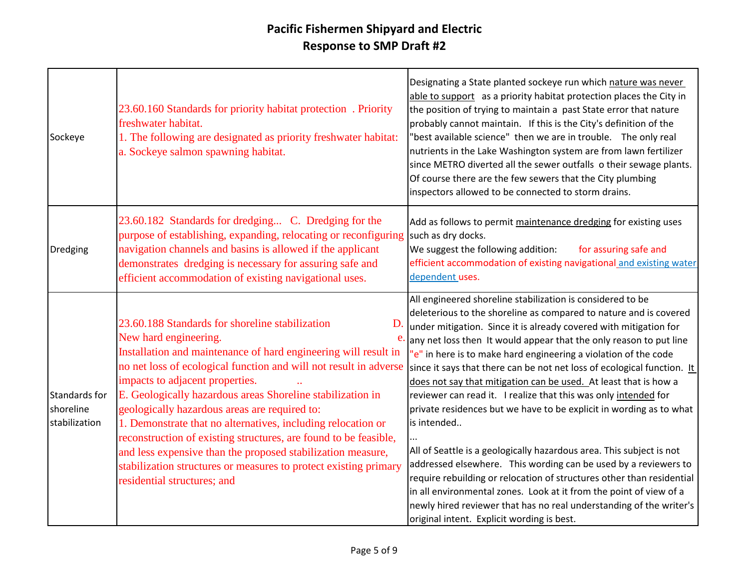# Pacific Fishermen Shipyard and Electric
## Response to SMP Draft #2

| | | |
|---|---|---|
| Sockeye | 23.60.160 Standards for priority habitat protection . Priority freshwater habitat.<br>1. The following are designated as priority freshwater habitat: a. Sockeye salmon spawning habitat. | Designating a State planted sockeye run which nature was never able to support as a priority habitat protection places the City in the position of trying to maintain a past State error that nature probably cannot maintain. If this is the City's definition of the "best available science" then we are in trouble. The only real nutrients in the Lake Washington system are from lawn fertilizer since METRO diverted all the sewer outfalls o their sewage plants. Of course there are the few sewers that the City plumbing inspectors allowed to be connected to storm drains. |
| Dredging | 23.60.182 Standards for dredging... C. Dredging for the purpose of establishing, expanding, relocating or reconfiguring navigation channels and basins is allowed if the applicant demonstrates dredging is necessary for assuring safe and efficient accommodation of existing navigational uses. | Add as follows to permit maintenance dredging for existing uses such as dry docks.<br>We suggest the following addition: for assuring safe and efficient accommodation of existing navigational and existing water dependent uses. |
| Standards for shoreline stabilization | 23.60.188 Standards for shoreline stabilization D. New hard engineering. e. Installation and maintenance of hard engineering will result in no net loss of ecological function and will not result in adverse impacts to adjacent properties. ..<br>E. Geologically hazardous areas Shoreline stabilization in geologically hazardous areas are required to:<br>1. Demonstrate that no alternatives, including relocation or reconstruction of existing structures, are found to be feasible, and less expensive than the proposed stabilization measure, stabilization structures or measures to protect existing primary residential structures; and | All engineered shoreline stabilization is considered to be deleterious to the shoreline as compared to nature and is covered under mitigation. Since it is already covered with mitigation for any net loss then It would appear that the only reason to put line "e" in here is to make hard engineering a violation of the code since it says that there can be not net loss of ecological function. It does not say that mitigation can be used. At least that is how a reviewer can read it. I realize that this was only intended for private residences but we have to be explicit in wording as to what is intended..<br>...<br>All of Seattle is a geologically hazardous area. This subject is not addressed elsewhere. This wording can be used by a reviewers to require rebuilding or relocation of structures other than residential in all environmental zones. Look at it from the point of view of a newly hired reviewer that has no real understanding of the writer's original intent. Explicit wording is best. |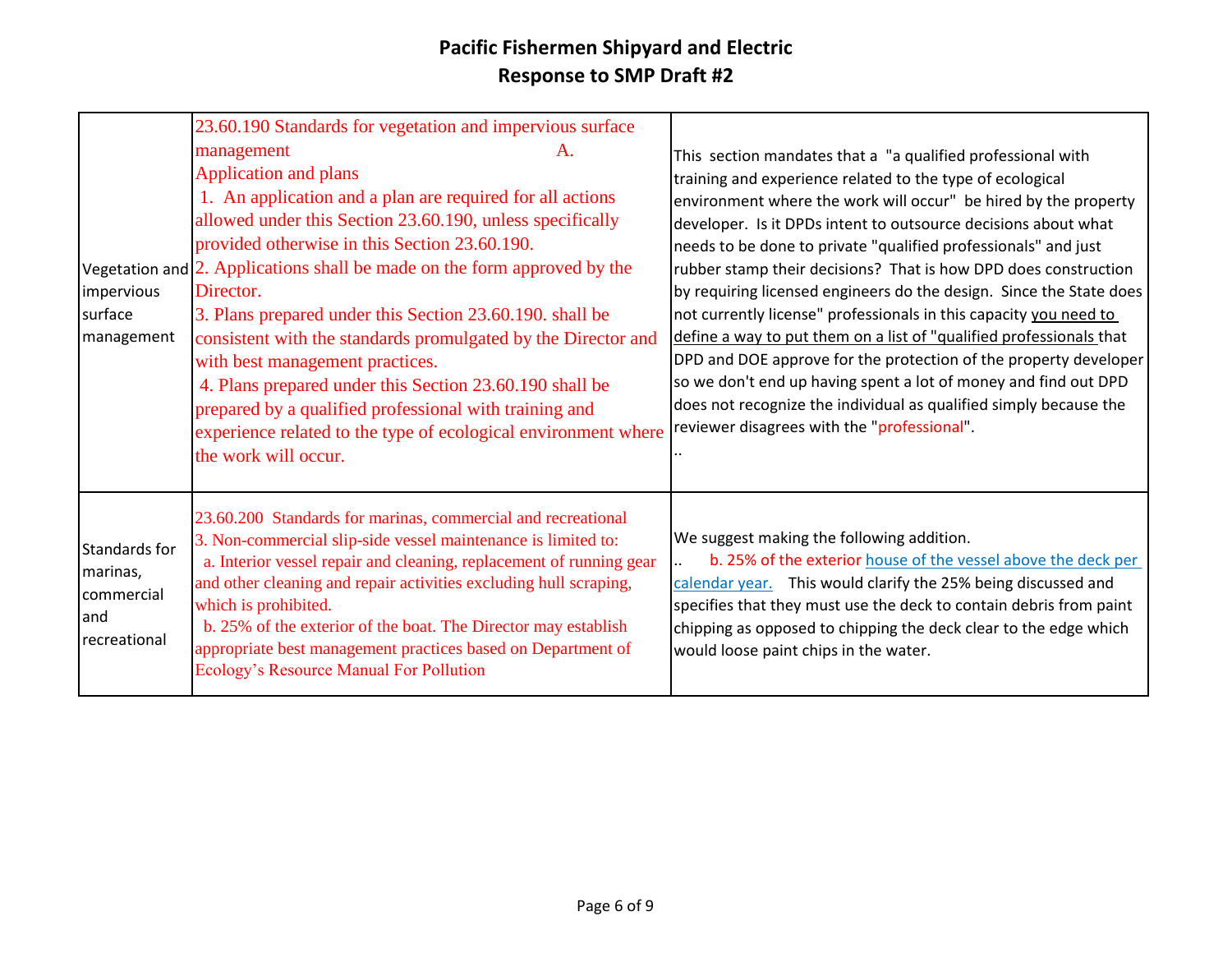# Pacific Fishermen Shipyard and Electric
## Response to SMP Draft #2

| | | |
|---|---|---|
| Vegetation and impervious surface management | 23.60.190 Standards for vegetation and impervious surface management A. Application and plans<br>1. An application and a plan are required for all actions allowed under this Section 23.60.190, unless specifically provided otherwise in this Section 23.60.190.<br>2. Applications shall be made on the form approved by the Director.<br>3. Plans prepared under this Section 23.60.190. shall be consistent with the standards promulgated by the Director and with best management practices.<br>4. Plans prepared under this Section 23.60.190 shall be prepared by a qualified professional with training and experience related to the type of ecological environment where the work will occur. | This section mandates that a "a qualified professional with training and experience related to the type of ecological environment where the work will occur" be hired by the property developer. Is it DPDs intent to outsource decisions about what needs to be done to private "qualified professionals" and just rubber stamp their decisions? That is how DPD does construction by requiring licensed engineers do the design. Since the State does not currently license" professionals in this capacity <u>you need to define a way to put them on a list of "qualified professionals</u> that DPD and DOE approve for the protection of the property developer so we don't end up having spent a lot of money and find out DPD does not recognize the individual as qualified simply because the reviewer disagrees with the "professional".<br>.. |
| Standards for marinas, commercial and recreational | 23.60.200 Standards for marinas, commercial and recreational<br>3. Non-commercial slip-side vessel maintenance is limited to:<br>a. Interior vessel repair and cleaning, replacement of running gear and other cleaning and repair activities excluding hull scraping, which is prohibited.<br>b. 25% of the exterior of the boat. The Director may establish appropriate best management practices based on Department of Ecology's Resource Manual For Pollution | We suggest making the following addition.<br>.. b. 25% of the exterior <u>house of the vessel above the deck per calendar year.</u> This would clarify the 25% being discussed and specifies that they must use the deck to contain debris from paint chipping as opposed to chipping the deck clear to the edge which would loose paint chips in the water. |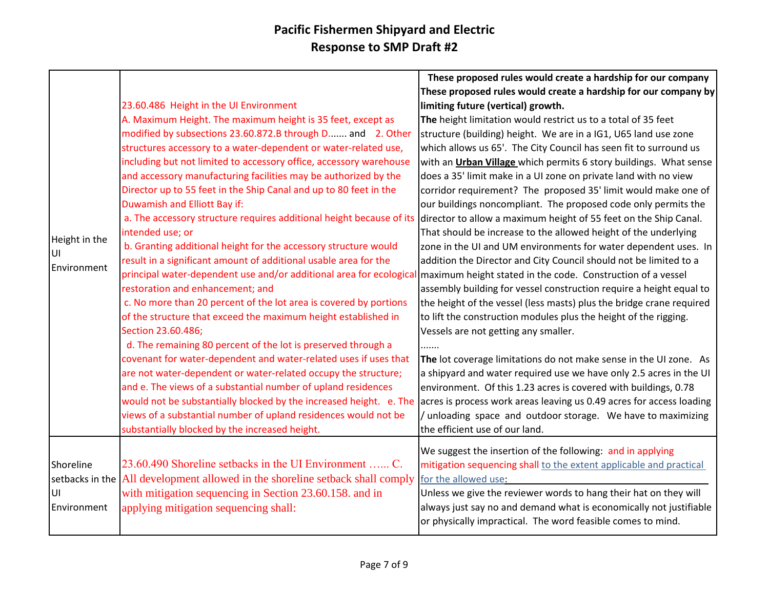# Pacific Fishermen Shipyard and Electric
## Response to SMP Draft #2

| | | |
|---|---|---|
| Height in the UI Environment | 23.60.486 Height in the UI Environment<br>A. Maximum Height. The maximum height is 35 feet, except as modified by subsections 23.60.872.B through D....... and 2. Other structures accessory to a water-dependent or water-related use, including but not limited to accessory office, accessory warehouse and accessory manufacturing facilities may be authorized by the Director up to 55 feet in the Ship Canal and up to 80 feet in the Duwamish and Elliott Bay if:<br>a. The accessory structure requires additional height because of its intended use; or<br>b. Granting additional height for the accessory structure would result in a significant amount of additional usable area for the principal water-dependent use and/or additional area for ecological restoration and enhancement; and<br>c. No more than 20 percent of the lot area is covered by portions of the structure that exceed the maximum height established in Section 23.60.486;<br>d. The remaining 80 percent of the lot is preserved through a covenant for water-dependent and water-related uses if uses that are not water-dependent or water-related occupy the structure; and e. The views of a substantial number of upland residences would not be substantially blocked by the increased height. e. The views of a substantial number of upland residences would not be substantially blocked by the increased height. | **These proposed rules would create a hardship for our company**<br>**These proposed rules would create a hardship for our company by limiting future (vertical) growth.**<br>**The** height limitation would restrict us to a total of 35 feet structure (building) height. We are in a IG1, U65 land use zone which allows us 65'. The City Council has seen fit to surround us with an **Urban Village** which permits 6 story buildings. What sense does a 35' limit make in a UI zone on private land with no view corridor requirement? The proposed 35' limit would make one of our buildings noncompliant. The proposed code only permits the director to allow a maximum height of 55 feet on the Ship Canal. That should be increase to the allowed height of the underlying zone in the UI and UM environments for water dependent uses. In addition the Director and City Council should not be limited to a maximum height stated in the code. Construction of a vessel assembly building for vessel construction require a height equal to the height of the vessel (less masts) plus the bridge crane required to lift the construction modules plus the height of the rigging. Vessels are not getting any smaller.<br>.......<br>**The** lot coverage limitations do not make sense in the UI zone. As a shipyard and water required use we have only 2.5 acres in the UI environment. Of this 1.23 acres is covered with buildings, 0.78 acres is process work areas leaving us 0.49 acres for access loading / unloading space and outdoor storage. We have to maximizing the efficient use of our land. |
| Shoreline setbacks in the UI Environment | 23.60.490 Shoreline setbacks in the UI Environment …... C. All development allowed in the shoreline setback shall comply with mitigation sequencing in Section 23.60.158. and in applying mitigation sequencing shall: | We suggest the insertion of the following: and in applying mitigation sequencing shall to the extent applicable and practical for the allowed use:<br>Unless we give the reviewer words to hang their hat on they will always just say no and demand what is economically not justifiable or physically impractical. The word feasible comes to mind. |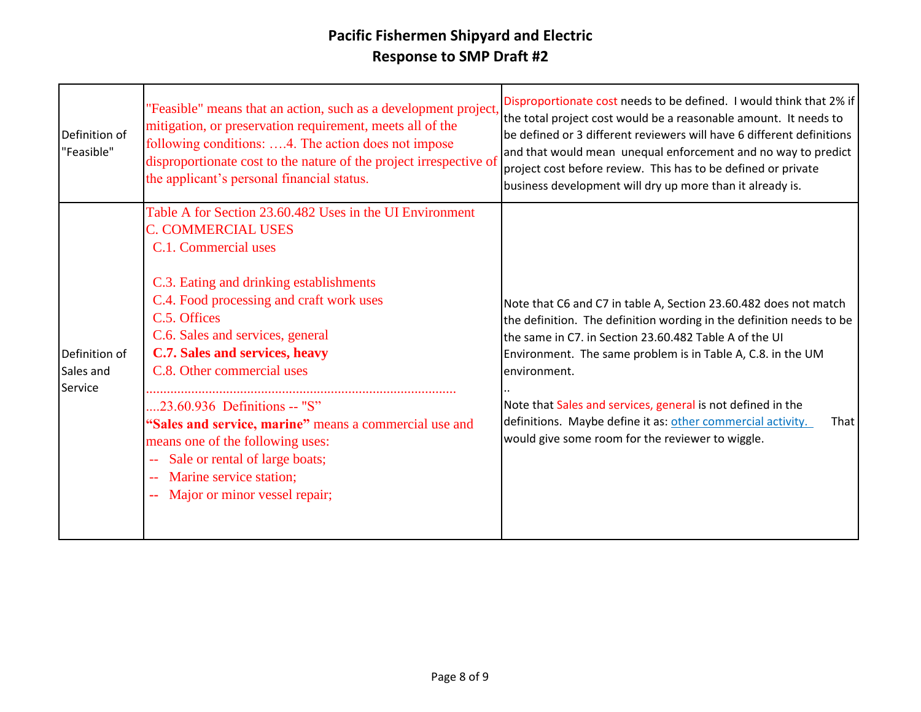# Pacific Fishermen Shipyard and Electric
## Response to SMP Draft #2

| | | |
|---|---|---|
| Definition of "Feasible" | "Feasible" means that an action, such as a development project, mitigation, or preservation requirement, meets all of the following conditions: ….4. The action does not impose disproportionate cost to the nature of the project irrespective of the applicant's personal financial status. | Disproportionate cost needs to be defined. I would think that 2% if the total project cost would be a reasonable amount. It needs to be defined or 3 different reviewers will have 6 different definitions and that would mean unequal enforcement and no way to predict project cost before review. This has to be defined or private business development will dry up more than it already is. |
| Definition of Sales and Service | Table A for Section 23.60.482 Uses in the UI Environment<br>C. COMMERCIAL USES<br>C.1. Commercial uses<br><br>C.3. Eating and drinking establishments<br>C.4. Food processing and craft work uses<br>C.5. Offices<br>C.6. Sales and services, general<br>**C.7. Sales and services, heavy**<br>C.8. Other commercial uses<br>........................................................................................<br>....23.60.936 Definitions -- "S"<br>**"Sales and service, marine"** means a commercial use and means one of the following uses:<br>-- Sale or rental of large boats;<br>-- Marine service station;<br>-- Major or minor vessel repair; | Note that C6 and C7 in table A, Section 23.60.482 does not match the definition. The definition wording in the definition needs to be the same in C7. in Section 23.60.482 Table A of the UI Environment. The same problem is in Table A, C.8. in the UM environment.<br>..<br>Note that Sales and services, general is not defined in the definitions. Maybe define it as: other commercial activity. That would give some room for the reviewer to wiggle. |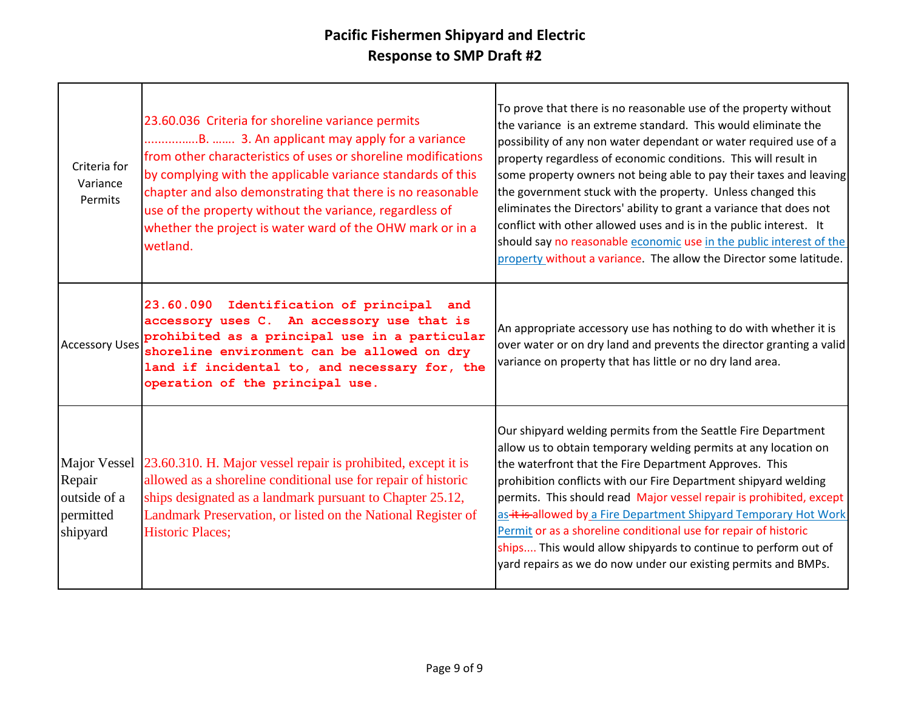# Pacific Fishermen Shipyard and Electric

## Response to SMP Draft #2

| | | |
|---|---|---|
| Criteria for Variance Permits | 23.60.036 Criteria for shoreline variance permits ……………B. ……. 3. An applicant may apply for a variance from other characteristics of uses or shoreline modifications by complying with the applicable variance standards of this chapter and also demonstrating that there is no reasonable use of the property without the variance, regardless of whether the project is water ward of the OHW mark or in a wetland. | To prove that there is no reasonable use of the property without the variance is an extreme standard. This would eliminate the possibility of any non water dependant or water required use of a property regardless of economic conditions. This will result in some property owners not being able to pay their taxes and leaving the government stuck with the property. Unless changed this eliminates the Directors' ability to grant a variance that does not conflict with other allowed uses and is in the public interest. It should say no reasonable economic use in the public interest of the property without a variance. The allow the Director some latitude. |
| Accessory Uses | **23.60.090 Identification of principal and accessory uses C. An accessory use that is prohibited as a principal use in a particular shoreline environment can be allowed on dry land if incidental to, and necessary for, the operation of the principal use.** | An appropriate accessory use has nothing to do with whether it is over water or on dry land and prevents the director granting a valid variance on property that has little or no dry land area. |
| Major Vessel Repair outside of a permitted shipyard | 23.60.310. H. Major vessel repair is prohibited, except it is allowed as a shoreline conditional use for repair of historic ships designated as a landmark pursuant to Chapter 25.12, Landmark Preservation, or listed on the National Register of Historic Places; | Our shipyard welding permits from the Seattle Fire Department allow us to obtain temporary welding permits at any location on the waterfront that the Fire Department Approves. This prohibition conflicts with our Fire Department shipyard welding permits. This should read Major vessel repair is prohibited, except as ~~it is~~ allowed by a Fire Department Shipyard Temporary Hot Work Permit or as a shoreline conditional use for repair of historic ships.... This would allow shipyards to continue to perform out of yard repairs as we do now under our existing permits and BMPs. |